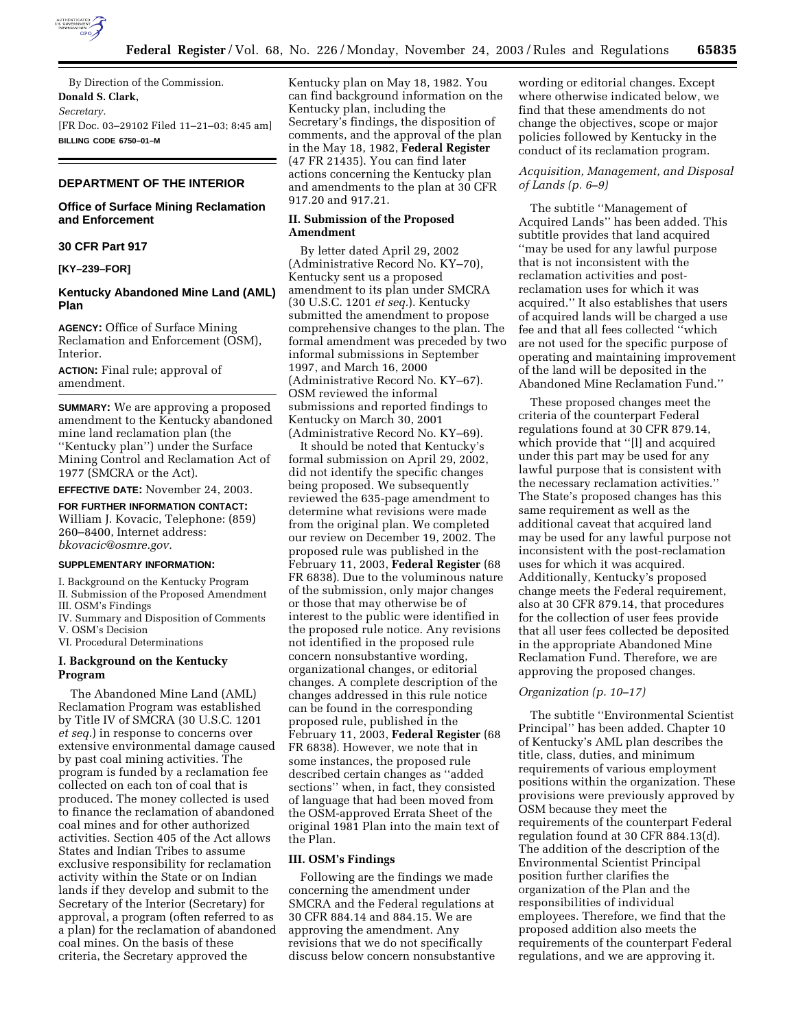By Direction of the Commission.

**Donald S. Clark,**

*Secretary.*

[FR Doc. 03–29102 Filed 11–21–03; 8:45 am]

**BILLING CODE 6750–01–M**

## DEPARTMENT OF THE INTERIOR

### Office of Surface Mining Reclamation and Enforcement

### 30 CFR Part 917

**[KY–239–FOR]**

### Kentucky Abandoned Mine Land (AML) Plan

**AGENCY:** Office of Surface Mining Reclamation and Enforcement (OSM), Interior.

**ACTION:** Final rule; approval of amendment.

**SUMMARY:** We are approving a proposed amendment to the Kentucky abandoned mine land reclamation plan (the ''Kentucky plan'') under the Surface Mining Control and Reclamation Act of 1977 (SMCRA or the Act).

**EFFECTIVE DATE:** November 24, 2003.

**FOR FURTHER INFORMATION CONTACT:** William J. Kovacic, Telephone: (859) 260–8400, Internet address: *bkovacic@osmre.gov.*

**SUPPLEMENTARY INFORMATION:**

I. Background on the Kentucky Program
II. Submission of the Proposed Amendment
III. OSM's Findings
IV. Summary and Disposition of Comments
V. OSM's Decision
VI. Procedural Determinations

### I. Background on the Kentucky Program

The Abandoned Mine Land (AML) Reclamation Program was established by Title IV of SMCRA (30 U.S.C. 1201 *et seq.*) in response to concerns over extensive environmental damage caused by past coal mining activities. The program is funded by a reclamation fee collected on each ton of coal that is produced. The money collected is used to finance the reclamation of abandoned coal mines and for other authorized activities. Section 405 of the Act allows States and Indian Tribes to assume exclusive responsibility for reclamation activity within the State or on Indian lands if they develop and submit to the Secretary of the Interior (Secretary) for approval, a program (often referred to as a plan) for the reclamation of abandoned coal mines. On the basis of these criteria, the Secretary approved the Kentucky plan on May 18, 1982. You can find background information on the Kentucky plan, including the Secretary's findings, the disposition of comments, and the approval of the plan in the May 18, 1982, **Federal Register** (47 FR 21435). You can find later actions concerning the Kentucky plan and amendments to the plan at 30 CFR 917.20 and 917.21.

### II. Submission of the Proposed Amendment

By letter dated April 29, 2002 (Administrative Record No. KY–70), Kentucky sent us a proposed amendment to its plan under SMCRA (30 U.S.C. 1201 *et seq.*). Kentucky submitted the amendment to propose comprehensive changes to the plan. The formal amendment was preceded by two informal submissions in September 1997, and March 16, 2000 (Administrative Record No. KY–67). OSM reviewed the informal submissions and reported findings to Kentucky on March 30, 2001 (Administrative Record No. KY–69).

It should be noted that Kentucky's formal submission on April 29, 2002, did not identify the specific changes being proposed. We subsequently reviewed the 635-page amendment to determine what revisions were made from the original plan. We completed our review on December 19, 2002. The proposed rule was published in the February 11, 2003, **Federal Register** (68 FR 6838). Due to the voluminous nature of the submission, only major changes or those that may otherwise be of interest to the public were identified in the proposed rule notice. Any revisions not identified in the proposed rule concern nonsubstantive wording, organizational changes, or editorial changes. A complete description of the changes addressed in this rule notice can be found in the corresponding proposed rule, published in the February 11, 2003, **Federal Register** (68 FR 6838). However, we note that in some instances, the proposed rule described certain changes as ''added sections'' when, in fact, they consisted of language that had been moved from the OSM-approved Errata Sheet of the original 1981 Plan into the main text of the Plan.

### III. OSM's Findings

Following are the findings we made concerning the amendment under SMCRA and the Federal regulations at 30 CFR 884.14 and 884.15. We are approving the amendment. Any revisions that we do not specifically discuss below concern nonsubstantive wording or editorial changes. Except where otherwise indicated below, we find that these amendments do not change the objectives, scope or major policies followed by Kentucky in the conduct of its reclamation program.

*Acquisition, Management, and Disposal of Lands (p. 6–9)*

The subtitle ''Management of Acquired Lands'' has been added. This subtitle provides that land acquired ''may be used for any lawful purpose that is not inconsistent with the reclamation activities and post-reclamation uses for which it was acquired.'' It also establishes that users of acquired lands will be charged a use fee and that all fees collected ''which are not used for the specific purpose of operating and maintaining improvement of the land will be deposited in the Abandoned Mine Reclamation Fund.''

These proposed changes meet the criteria of the counterpart Federal regulations found at 30 CFR 879.14, which provide that ''[l] and acquired under this part may be used for any lawful purpose that is consistent with the necessary reclamation activities.'' The State's proposed changes has this same requirement as well as the additional caveat that acquired land may be used for any lawful purpose not inconsistent with the post-reclamation uses for which it was acquired. Additionally, Kentucky's proposed change meets the Federal requirement, also at 30 CFR 879.14, that procedures for the collection of user fees provide that all user fees collected be deposited in the appropriate Abandoned Mine Reclamation Fund. Therefore, we are approving the proposed changes.

*Organization (p. 10–17)*

The subtitle ''Environmental Scientist Principal'' has been added. Chapter 10 of Kentucky's AML plan describes the title, class, duties, and minimum requirements of various employment positions within the organization. These provisions were previously approved by OSM because they meet the requirements of the counterpart Federal regulation found at 30 CFR 884.13(d). The addition of the description of the Environmental Scientist Principal position further clarifies the organization of the Plan and the responsibilities of individual employees. Therefore, we find that the proposed addition also meets the requirements of the counterpart Federal regulations, and we are approving it.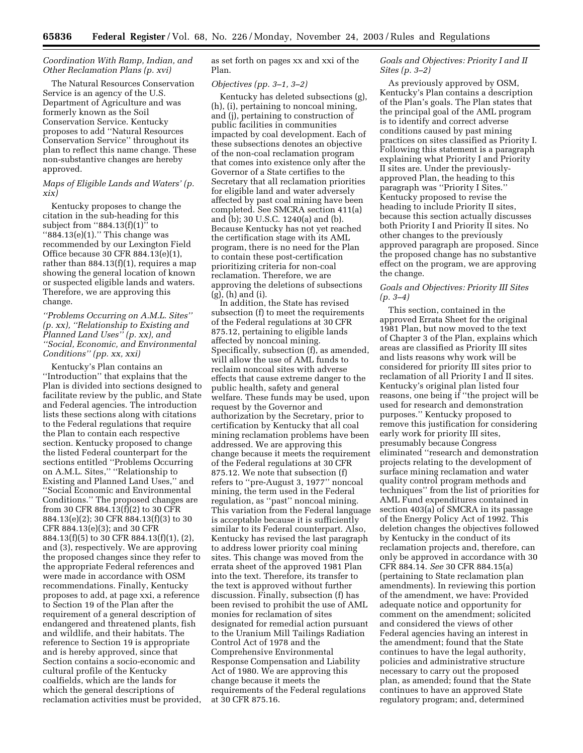*Coordination With Ramp, Indian, and Other Reclamation Plans (p. xvi)*

The Natural Resources Conservation Service is an agency of the U.S. Department of Agriculture and was formerly known as the Soil Conservation Service. Kentucky proposes to add ''Natural Resources Conservation Service'' throughout its plan to reflect this name change. These non-substantive changes are hereby approved.

*Maps of Eligible Lands and Waters' (p. xix)*

Kentucky proposes to change the citation in the sub-heading for this subject from ''884.13(f)(1)'' to ''884.13(e)(1).'' This change was recommended by our Lexington Field Office because 30 CFR 884.13(e)(1), rather than 884.13(f)(1), requires a map showing the general location of known or suspected eligible lands and waters. Therefore, we are approving this change.

*''Problems Occurring on A.M.L. Sites'' (p. xx), ''Relationship to Existing and Planned Land Uses'' (p. xx), and ''Social, Economic, and Environmental Conditions'' (pp. xx, xxi)*

Kentucky's Plan contains an ''Introduction'' that explains that the Plan is divided into sections designed to facilitate review by the public, and State and Federal agencies. The introduction lists these sections along with citations to the Federal regulations that require the Plan to contain each respective section. Kentucky proposed to change the listed Federal counterpart for the sections entitled ''Problems Occurring on A.M.L. Sites,'' ''Relationship to Existing and Planned Land Uses,'' and ''Social Economic and Environmental Conditions.'' The proposed changes are from 30 CFR 884.13(f)(2) to 30 CFR 884.13(e)(2); 30 CFR 884.13(f)(3) to 30 CFR 884.13(e)(3); and 30 CFR 884.13(f)(5) to 30 CFR 884.13(f)(1), (2), and (3), respectively. We are approving the proposed changes since they refer to the appropriate Federal references and were made in accordance with OSM recommendations. Finally, Kentucky proposes to add, at page xxi, a reference to Section 19 of the Plan after the requirement of a general description of endangered and threatened plants, fish and wildlife, and their habitats. The reference to Section 19 is appropriate and is hereby approved, since that Section contains a socio-economic and cultural profile of the Kentucky coalfields, which are the lands for which the general descriptions of reclamation activities must be provided, as set forth on pages xx and xxi of the Plan.

*Objectives (pp. 3–1, 3–2)*

Kentucky has deleted subsections (g), (h), (i), pertaining to noncoal mining, and (j), pertaining to construction of public facilities in communities impacted by coal development. Each of these subsections denotes an objective of the non-coal reclamation program that comes into existence only after the Governor of a State certifies to the Secretary that all reclamation priorities for eligible land and water adversely affected by past coal mining have been completed. See SMCRA section 411(a) and (b); 30 U.S.C. 1240(a) and (b). Because Kentucky has not yet reached the certification stage with its AML program, there is no need for the Plan to contain these post-certification prioritizing criteria for non-coal reclamation. Therefore, we are approving the deletions of subsections (g), (h) and (i).

In addition, the State has revised subsection (f) to meet the requirements of the Federal regulations at 30 CFR 875.12, pertaining to eligible lands affected by noncoal mining. Specifically, subsection (f), as amended, will allow the use of AML funds to reclaim noncoal sites with adverse effects that cause extreme danger to the public health, safety and general welfare. These funds may be used, upon request by the Governor and authorization by the Secretary, prior to certification by Kentucky that all coal mining reclamation problems have been addressed. We are approving this change because it meets the requirement of the Federal regulations at 30 CFR 875.12. We note that subsection (f) refers to ''pre-August 3, 1977'' noncoal mining, the term used in the Federal regulation, as ''past'' noncoal mining. This variation from the Federal language is acceptable because it is sufficiently similar to its Federal counterpart. Also, Kentucky has revised the last paragraph to address lower priority coal mining sites. This change was moved from the errata sheet of the approved 1981 Plan into the text. Therefore, its transfer to the text is approved without further discussion. Finally, subsection (f) has been revised to prohibit the use of AML monies for reclamation of sites designated for remedial action pursuant to the Uranium Mill Tailings Radiation Control Act of 1978 and the Comprehensive Environmental Response Compensation and Liability Act of 1980. We are approving this change because it meets the requirements of the Federal regulations at 30 CFR 875.16.

*Goals and Objectives: Priority I and II Sites (p. 3–2)*

As previously approved by OSM, Kentucky's Plan contains a description of the Plan's goals. The Plan states that the principal goal of the AML program is to identify and correct adverse conditions caused by past mining practices on sites classified as Priority I. Following this statement is a paragraph explaining what Priority I and Priority II sites are. Under the previously-approved Plan, the heading to this paragraph was ''Priority I Sites.'' Kentucky proposed to revise the heading to include Priority II sites, because this section actually discusses both Priority I and Priority II sites. No other changes to the previously approved paragraph are proposed. Since the proposed change has no substantive effect on the program, we are approving the change.

*Goals and Objectives: Priority III Sites (p. 3–4)*

This section, contained in the approved Errata Sheet for the original 1981 Plan, but now moved to the text of Chapter 3 of the Plan, explains which areas are classified as Priority III sites and lists reasons why work will be considered for priority III sites prior to reclamation of all Priority I and II sites. Kentucky's original plan listed four reasons, one being if ''the project will be used for research and demonstration purposes.'' Kentucky proposed to remove this justification for considering early work for priority III sites, presumably because Congress eliminated ''research and demonstration projects relating to the development of surface mining reclamation and water quality control program methods and techniques'' from the list of priorities for AML Fund expenditures contained in section 403(a) of SMCRA in its passage of the Energy Policy Act of 1992. This deletion changes the objectives followed by Kentucky in the conduct of its reclamation projects and, therefore, can only be approved in accordance with 30 CFR 884.14. *See* 30 CFR 884.15(a) (pertaining to State reclamation plan amendments). In reviewing this portion of the amendment, we have: Provided adequate notice and opportunity for comment on the amendment; solicited and considered the views of other Federal agencies having an interest in the amendment; found that the State continues to have the legal authority, policies and administrative structure necessary to carry out the proposed plan, as amended; found that the State continues to have an approved State regulatory program; and, determined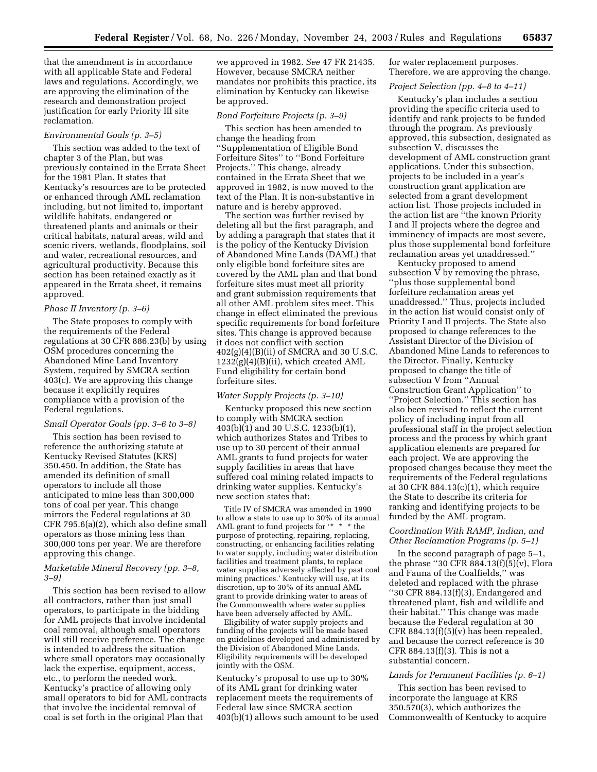that the amendment is in accordance with all applicable State and Federal laws and regulations. Accordingly, we are approving the elimination of the research and demonstration project justification for early Priority III site reclamation.

*Environmental Goals (p. 3–5)*

This section was added to the text of chapter 3 of the Plan, but was previously contained in the Errata Sheet for the 1981 Plan. It states that Kentucky's resources are to be protected or enhanced through AML reclamation including, but not limited to, important wildlife habitats, endangered or threatened plants and animals or their critical habitats, natural areas, wild and scenic rivers, wetlands, floodplains, soil and water, recreational resources, and agricultural productivity. Because this section has been retained exactly as it appeared in the Errata sheet, it remains approved.

*Phase II Inventory (p. 3–6)*

The State proposes to comply with the requirements of the Federal regulations at 30 CFR 886.23(b) by using OSM procedures concerning the Abandoned Mine Land Inventory System, required by SMCRA section 403(c). We are approving this change because it explicitly requires compliance with a provision of the Federal regulations.

*Small Operator Goals (pp. 3–6 to 3–8)*

This section has been revised to reference the authorizing statute at Kentucky Revised Statutes (KRS) 350.450. In addition, the State has amended its definition of small operators to include all those anticipated to mine less than 300,000 tons of coal per year. This change mirrors the Federal regulations at 30 CFR 795.6(a)(2), which also define small operators as those mining less than 300,000 tons per year. We are therefore approving this change.

*Marketable Mineral Recovery (pp. 3–8, 3–9)*

This section has been revised to allow all contractors, rather than just small operators, to participate in the bidding for AML projects that involve incidental coal removal, although small operators will still receive preference. The change is intended to address the situation where small operators may occasionally lack the expertise, equipment, access, etc., to perform the needed work. Kentucky's practice of allowing only small operators to bid for AML contracts that involve the incidental removal of coal is set forth in the original Plan that we approved in 1982. *See* 47 FR 21435. However, because SMCRA neither mandates nor prohibits this practice, its elimination by Kentucky can likewise be approved.

*Bond Forfeiture Projects (p. 3–9)*

This section has been amended to change the heading from ''Supplementation of Eligible Bond Forfeiture Sites'' to ''Bond Forfeiture Projects.'' This change, already contained in the Errata Sheet that we approved in 1982, is now moved to the text of the Plan. It is non-substantive in nature and is hereby approved.

The section was further revised by deleting all but the first paragraph, and by adding a paragraph that states that it is the policy of the Kentucky Division of Abandoned Mine Lands (DAML) that only eligible bond forfeiture sites are covered by the AML plan and that bond forfeiture sites must meet all priority and grant submission requirements that all other AML problem sites meet. This change in effect eliminated the previous specific requirements for bond forfeiture sites. This change is approved because it does not conflict with section 402(g)(4)(B)(ii) of SMCRA and 30 U.S.C. 1232(g)(4)(B)(ii), which created AML Fund eligibility for certain bond forfeiture sites.

*Water Supply Projects (p. 3–10)*

Kentucky proposed this new section to comply with SMCRA section 403(b)(1) and 30 U.S.C. 1233(b)(1), which authorizes States and Tribes to use up to 30 percent of their annual AML grants to fund projects for water supply facilities in areas that have suffered coal mining related impacts to drinking water supplies. Kentucky's new section states that:

> Title IV of SMCRA was amended in 1990 to allow a state to use up to 30% of its annual AML grant to fund projects for '* * * the purpose of protecting, repairing, replacing, constructing, or enhancing facilities relating to water supply, including water distribution facilities and treatment plants, to replace water supplies adversely affected by past coal mining practices.' Kentucky will use, at its discretion, up to 30% of its annual AML grant to provide drinking water to areas of the Commonwealth where water supplies have been adversely affected by AML.
>
> Eligibility of water supply projects and funding of the projects will be made based on guidelines developed and administered by the Division of Abandoned Mine Lands. Eligibility requirements will be developed jointly with the OSM.

Kentucky's proposal to use up to 30% of its AML grant for drinking water replacement meets the requirements of Federal law since SMCRA section 403(b)(1) allows such amount to be used for water replacement purposes. Therefore, we are approving the change.

*Project Selection (pp. 4–8 to 4–11)*

Kentucky's plan includes a section providing the specific criteria used to identify and rank projects to be funded through the program. As previously approved, this subsection, designated as subsection V, discusses the development of AML construction grant applications. Under this subsection, projects to be included in a year's construction grant application are selected from a grant development action list. Those projects included in the action list are ''the known Priority I and II projects where the degree and imminency of impacts are most severe, plus those supplemental bond forfeiture reclamation areas yet unaddressed.''

Kentucky proposed to amend subsection V by removing the phrase, ''plus those supplemental bond forfeiture reclamation areas yet unaddressed.'' Thus, projects included in the action list would consist only of Priority I and II projects. The State also proposed to change references to the Assistant Director of the Division of Abandoned Mine Lands to references to the Director. Finally, Kentucky proposed to change the title of subsection V from ''Annual Construction Grant Application'' to ''Project Selection.'' This section has also been revised to reflect the current policy of including input from all professional staff in the project selection process and the process by which grant application elements are prepared for each project. We are approving the proposed changes because they meet the requirements of the Federal regulations at 30 CFR 884.13(c)(1), which require the State to describe its criteria for ranking and identifying projects to be funded by the AML program.

*Coordination With RAMP, Indian, and Other Reclamation Programs (p. 5–1)*

In the second paragraph of page 5–1, the phrase ''30 CFR 884.13(f)(5)(v), Flora and Fauna of the Coalfields,'' was deleted and replaced with the phrase ''30 CFR 884.13(f)(3), Endangered and threatened plant, fish and wildlife and their habitat.'' This change was made because the Federal regulation at 30 CFR 884.13(f)(5)(v) has been repealed, and because the correct reference is 30 CFR 884.13(f)(3). This is not a substantial concern.

*Lands for Permanent Facilities (p. 6–1)*

This section has been revised to incorporate the language at KRS 350.570(3), which authorizes the Commonwealth of Kentucky to acquire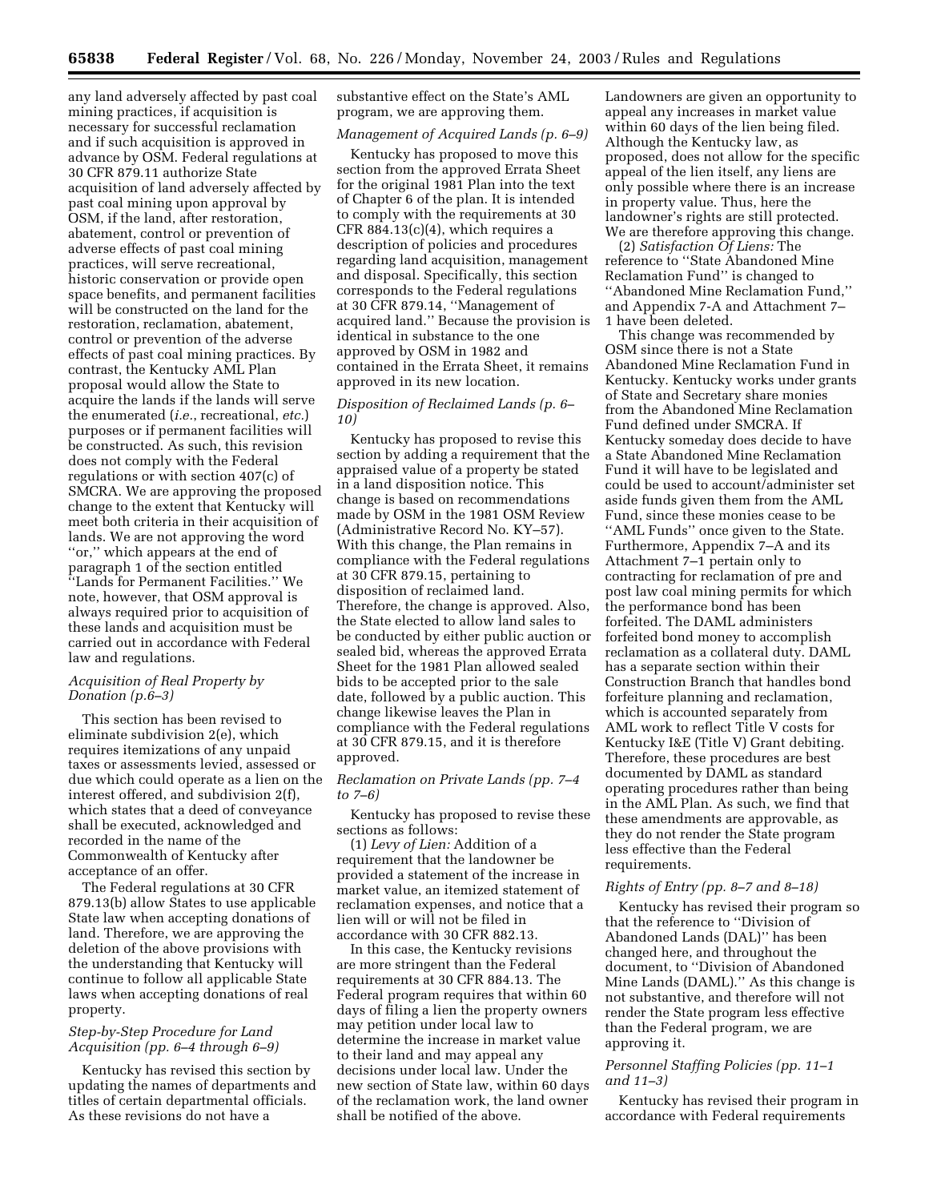any land adversely affected by past coal mining practices, if acquisition is necessary for successful reclamation and if such acquisition is approved in advance by OSM. Federal regulations at 30 CFR 879.11 authorize State acquisition of land adversely affected by past coal mining upon approval by OSM, if the land, after restoration, abatement, control or prevention of adverse effects of past coal mining practices, will serve recreational, historic conservation or provide open space benefits, and permanent facilities will be constructed on the land for the restoration, reclamation, abatement, control or prevention of the adverse effects of past coal mining practices. By contrast, the Kentucky AML Plan proposal would allow the State to acquire the lands if the lands will serve the enumerated (*i.e.*, recreational, *etc.*) purposes or if permanent facilities will be constructed. As such, this revision does not comply with the Federal regulations or with section 407(c) of SMCRA. We are approving the proposed change to the extent that Kentucky will meet both criteria in their acquisition of lands. We are not approving the word ''or,'' which appears at the end of paragraph 1 of the section entitled ''Lands for Permanent Facilities.'' We note, however, that OSM approval is always required prior to acquisition of these lands and acquisition must be carried out in accordance with Federal law and regulations.

*Acquisition of Real Property by Donation (p.6–3)*

This section has been revised to eliminate subdivision 2(e), which requires itemizations of any unpaid taxes or assessments levied, assessed or due which could operate as a lien on the interest offered, and subdivision 2(f), which states that a deed of conveyance shall be executed, acknowledged and recorded in the name of the Commonwealth of Kentucky after acceptance of an offer.

The Federal regulations at 30 CFR 879.13(b) allow States to use applicable State law when accepting donations of land. Therefore, we are approving the deletion of the above provisions with the understanding that Kentucky will continue to follow all applicable State laws when accepting donations of real property.

*Step-by-Step Procedure for Land Acquisition (pp. 6–4 through 6–9)*

Kentucky has revised this section by updating the names of departments and titles of certain departmental officials. As these revisions do not have a substantive effect on the State's AML program, we are approving them.

*Management of Acquired Lands (p. 6–9)*

Kentucky has proposed to move this section from the approved Errata Sheet for the original 1981 Plan into the text of Chapter 6 of the plan. It is intended to comply with the requirements at 30 CFR 884.13(c)(4), which requires a description of policies and procedures regarding land acquisition, management and disposal. Specifically, this section corresponds to the Federal regulations at 30 CFR 879.14, ''Management of acquired land.'' Because the provision is identical in substance to the one approved by OSM in 1982 and contained in the Errata Sheet, it remains approved in its new location.

*Disposition of Reclaimed Lands (p. 6–10)*

Kentucky has proposed to revise this section by adding a requirement that the appraised value of a property be stated in a land disposition notice. This change is based on recommendations made by OSM in the 1981 OSM Review (Administrative Record No. KY–57). With this change, the Plan remains in compliance with the Federal regulations at 30 CFR 879.15, pertaining to disposition of reclaimed land. Therefore, the change is approved. Also, the State elected to allow land sales to be conducted by either public auction or sealed bid, whereas the approved Errata Sheet for the 1981 Plan allowed sealed bids to be accepted prior to the sale date, followed by a public auction. This change likewise leaves the Plan in compliance with the Federal regulations at 30 CFR 879.15, and it is therefore approved.

*Reclamation on Private Lands (pp. 7–4 to 7–6)*

Kentucky has proposed to revise these sections as follows:

(1) *Levy of Lien:* Addition of a requirement that the landowner be provided a statement of the increase in market value, an itemized statement of reclamation expenses, and notice that a lien will or will not be filed in accordance with 30 CFR 882.13.

In this case, the Kentucky revisions are more stringent than the Federal requirements at 30 CFR 884.13. The Federal program requires that within 60 days of filing a lien the property owners may petition under local law to determine the increase in market value to their land and may appeal any decisions under local law. Under the new section of State law, within 60 days of the reclamation work, the land owner shall be notified of the above. Landowners are given an opportunity to appeal any increases in market value within 60 days of the lien being filed. Although the Kentucky law, as proposed, does not allow for the specific appeal of the lien itself, any liens are only possible where there is an increase in property value. Thus, here the landowner's rights are still protected. We are therefore approving this change.

(2) *Satisfaction Of Liens:* The reference to ''State Abandoned Mine Reclamation Fund'' is changed to ''Abandoned Mine Reclamation Fund,'' and Appendix 7-A and Attachment 7–1 have been deleted.

This change was recommended by OSM since there is not a State Abandoned Mine Reclamation Fund in Kentucky. Kentucky works under grants of State and Secretary share monies from the Abandoned Mine Reclamation Fund defined under SMCRA. If Kentucky someday does decide to have a State Abandoned Mine Reclamation Fund it will have to be legislated and could be used to account/administer set aside funds given them from the AML Fund, since these monies cease to be ''AML Funds'' once given to the State. Furthermore, Appendix 7–A and its Attachment 7–1 pertain only to contracting for reclamation of pre and post law coal mining permits for which the performance bond has been forfeited. The DAML administers forfeited bond money to accomplish reclamation as a collateral duty. DAML has a separate section within their Construction Branch that handles bond forfeiture planning and reclamation, which is accounted separately from AML work to reflect Title V costs for Kentucky I&E (Title V) Grant debiting. Therefore, these procedures are best documented by DAML as standard operating procedures rather than being in the AML Plan. As such, we find that these amendments are approvable, as they do not render the State program less effective than the Federal requirements.

*Rights of Entry (pp. 8–7 and 8–18)*

Kentucky has revised their program so that the reference to ''Division of Abandoned Lands (DAL)'' has been changed here, and throughout the document, to ''Division of Abandoned Mine Lands (DAML).'' As this change is not substantive, and therefore will not render the State program less effective than the Federal program, we are approving it.

*Personnel Staffing Policies (pp. 11–1 and 11–3)*

Kentucky has revised their program in accordance with Federal requirements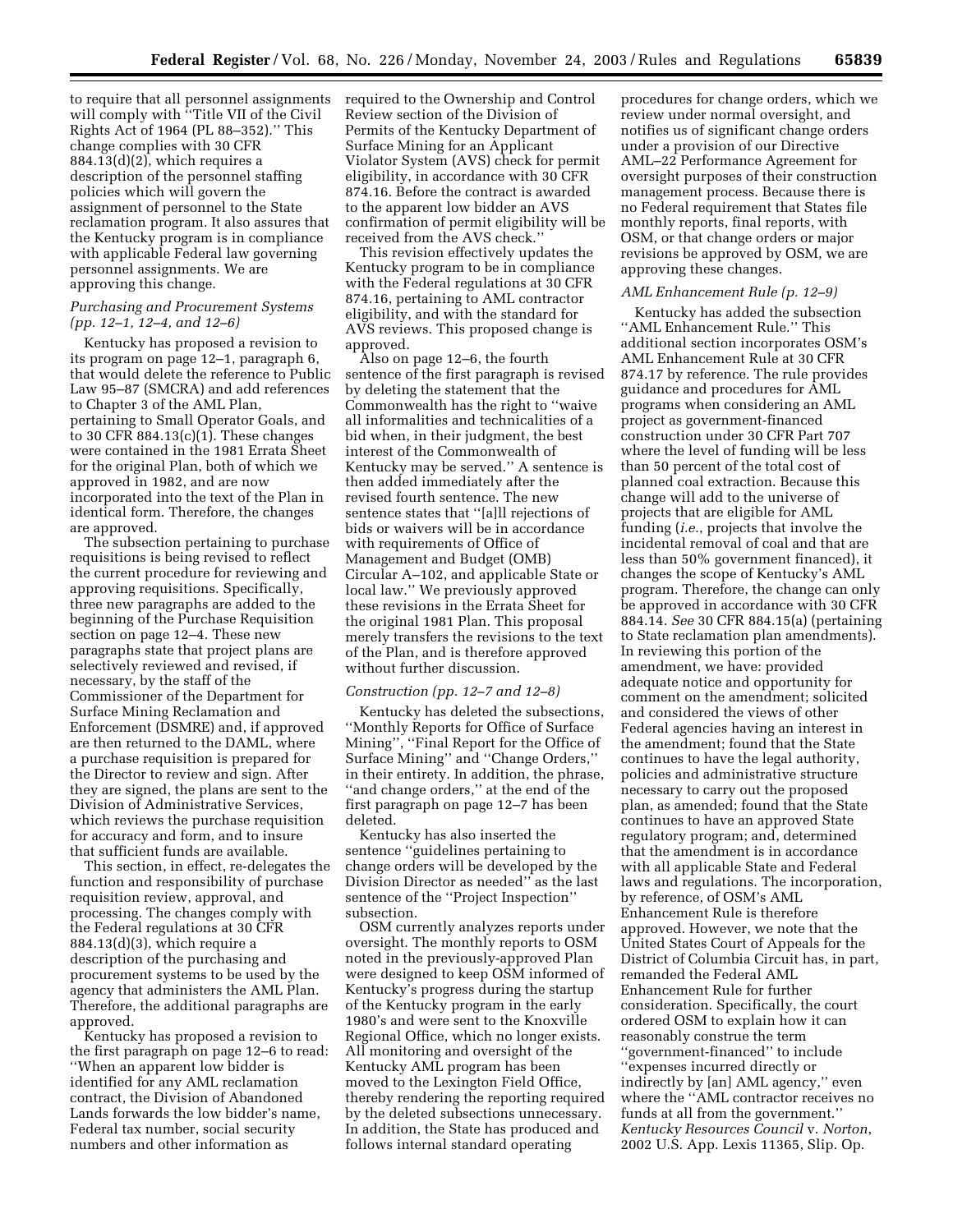to require that all personnel assignments will comply with ''Title VII of the Civil Rights Act of 1964 (PL 88–352).'' This change complies with 30 CFR 884.13(d)(2), which requires a description of the personnel staffing policies which will govern the assignment of personnel to the State reclamation program. It also assures that the Kentucky program is in compliance with applicable Federal law governing personnel assignments. We are approving this change.

*Purchasing and Procurement Systems (pp. 12–1, 12–4, and 12–6)*

Kentucky has proposed a revision to its program on page 12–1, paragraph 6, that would delete the reference to Public Law 95–87 (SMCRA) and add references to Chapter 3 of the AML Plan, pertaining to Small Operator Goals, and to 30 CFR 884.13(c)(1). These changes were contained in the 1981 Errata Sheet for the original Plan, both of which we approved in 1982, and are now incorporated into the text of the Plan in identical form. Therefore, the changes are approved.

The subsection pertaining to purchase requisitions is being revised to reflect the current procedure for reviewing and approving requisitions. Specifically, three new paragraphs are added to the beginning of the Purchase Requisition section on page 12–4. These new paragraphs state that project plans are selectively reviewed and revised, if necessary, by the staff of the Commissioner of the Department for Surface Mining Reclamation and Enforcement (DSMRE) and, if approved are then returned to the DAML, where a purchase requisition is prepared for the Director to review and sign. After they are signed, the plans are sent to the Division of Administrative Services, which reviews the purchase requisition for accuracy and form, and to insure that sufficient funds are available.

This section, in effect, re-delegates the function and responsibility of purchase requisition review, approval, and processing. The changes comply with the Federal regulations at 30 CFR 884.13(d)(3), which require a description of the purchasing and procurement systems to be used by the agency that administers the AML Plan. Therefore, the additional paragraphs are approved.

Kentucky has proposed a revision to the first paragraph on page 12–6 to read: ''When an apparent low bidder is identified for any AML reclamation contract, the Division of Abandoned Lands forwards the low bidder's name, Federal tax number, social security numbers and other information as required to the Ownership and Control Review section of the Division of Permits of the Kentucky Department of Surface Mining for an Applicant Violator System (AVS) check for permit eligibility, in accordance with 30 CFR 874.16. Before the contract is awarded to the apparent low bidder an AVS confirmation of permit eligibility will be received from the AVS check.''

This revision effectively updates the Kentucky program to be in compliance with the Federal regulations at 30 CFR 874.16, pertaining to AML contractor eligibility, and with the standard for AVS reviews. This proposed change is approved.

Also on page 12–6, the fourth sentence of the first paragraph is revised by deleting the statement that the Commonwealth has the right to ''waive all informalities and technicalities of a bid when, in their judgment, the best interest of the Commonwealth of Kentucky may be served.'' A sentence is then added immediately after the revised fourth sentence. The new sentence states that ''[a]ll rejections of bids or waivers will be in accordance with requirements of Office of Management and Budget (OMB) Circular A–102, and applicable State or local law.'' We previously approved these revisions in the Errata Sheet for the original 1981 Plan. This proposal merely transfers the revisions to the text of the Plan, and is therefore approved without further discussion.

*Construction (pp. 12–7 and 12–8)*

Kentucky has deleted the subsections, ''Monthly Reports for Office of Surface Mining'', ''Final Report for the Office of Surface Mining'' and ''Change Orders,'' in their entirety. In addition, the phrase, ''and change orders,'' at the end of the first paragraph on page 12–7 has been deleted.

Kentucky has also inserted the sentence ''guidelines pertaining to change orders will be developed by the Division Director as needed'' as the last sentence of the ''Project Inspection'' subsection.

OSM currently analyzes reports under oversight. The monthly reports to OSM noted in the previously-approved Plan were designed to keep OSM informed of Kentucky's progress during the startup of the Kentucky program in the early 1980's and were sent to the Knoxville Regional Office, which no longer exists. All monitoring and oversight of the Kentucky AML program has been moved to the Lexington Field Office, thereby rendering the reporting required by the deleted subsections unnecessary. In addition, the State has produced and follows internal standard operating procedures for change orders, which we review under normal oversight, and notifies us of significant change orders under a provision of our Directive AML–22 Performance Agreement for oversight purposes of their construction management process. Because there is no Federal requirement that States file monthly reports, final reports, with OSM, or that change orders or major revisions be approved by OSM, we are approving these changes.

*AML Enhancement Rule (p. 12–9)*

Kentucky has added the subsection ''AML Enhancement Rule.'' This additional section incorporates OSM's AML Enhancement Rule at 30 CFR 874.17 by reference. The rule provides guidance and procedures for AML programs when considering an AML project as government-financed construction under 30 CFR Part 707 where the level of funding will be less than 50 percent of the total cost of planned coal extraction. Because this change will add to the universe of projects that are eligible for AML funding (*i.e.*, projects that involve the incidental removal of coal and that are less than 50% government financed), it changes the scope of Kentucky's AML program. Therefore, the change can only be approved in accordance with 30 CFR 884.14. *See* 30 CFR 884.15(a) (pertaining to State reclamation plan amendments). In reviewing this portion of the amendment, we have: provided adequate notice and opportunity for comment on the amendment; solicited and considered the views of other Federal agencies having an interest in the amendment; found that the State continues to have the legal authority, policies and administrative structure necessary to carry out the proposed plan, as amended; found that the State continues to have an approved State regulatory program; and, determined that the amendment is in accordance with all applicable State and Federal laws and regulations. The incorporation, by reference, of OSM's AML Enhancement Rule is therefore approved. However, we note that the United States Court of Appeals for the District of Columbia Circuit has, in part, remanded the Federal AML Enhancement Rule for further consideration. Specifically, the court ordered OSM to explain how it can reasonably construe the term ''government-financed'' to include ''expenses incurred directly or indirectly by [an] AML agency,'' even where the ''AML contractor receives no funds at all from the government.'' *Kentucky Resources Council* v. *Norton*, 2002 U.S. App. Lexis 11365, Slip. Op.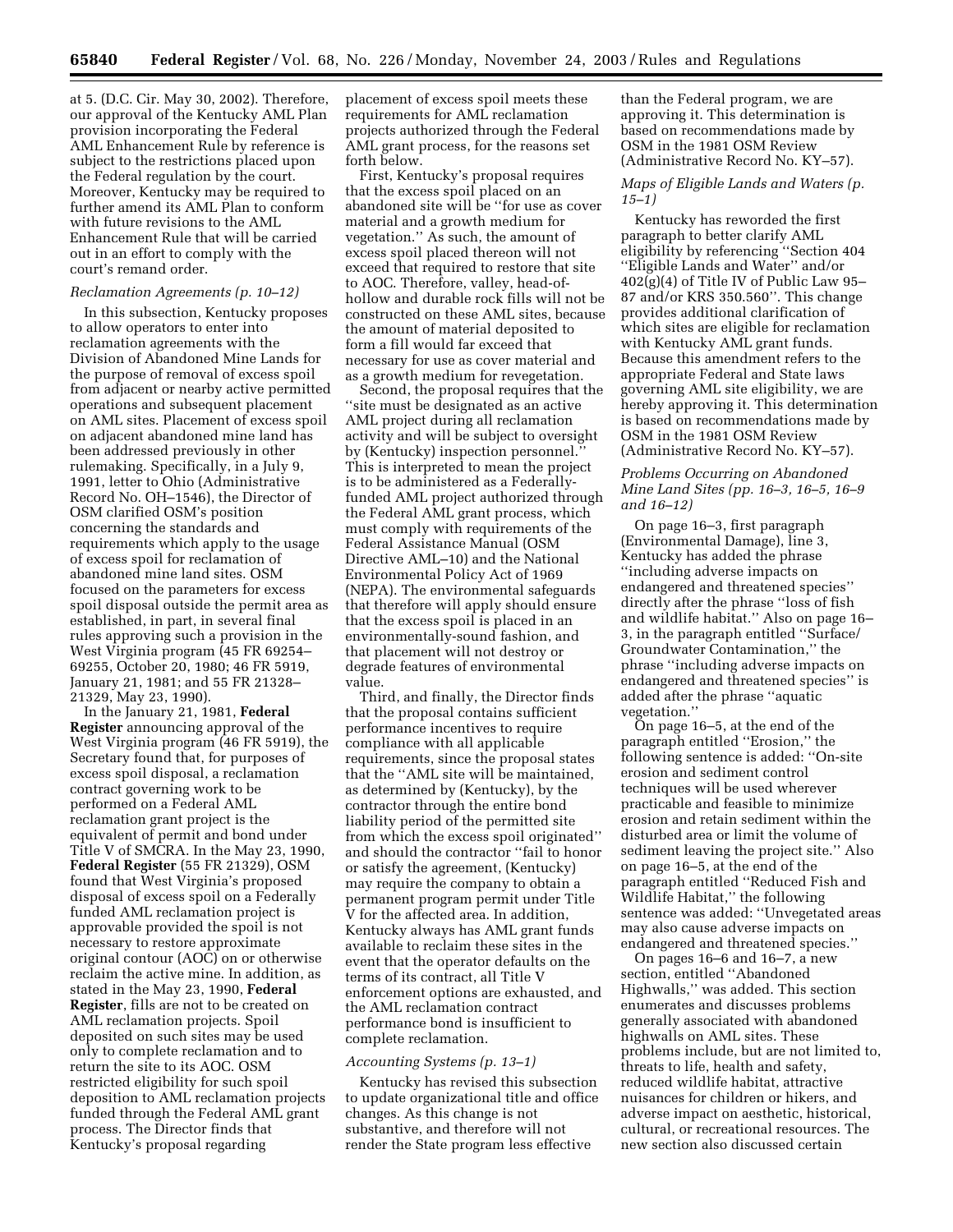at 5. (D.C. Cir. May 30, 2002). Therefore, our approval of the Kentucky AML Plan provision incorporating the Federal AML Enhancement Rule by reference is subject to the restrictions placed upon the Federal regulation by the court. Moreover, Kentucky may be required to further amend its AML Plan to conform with future revisions to the AML Enhancement Rule that will be carried out in an effort to comply with the court's remand order.

*Reclamation Agreements (p. 10–12)*

In this subsection, Kentucky proposes to allow operators to enter into reclamation agreements with the Division of Abandoned Mine Lands for the purpose of removal of excess spoil from adjacent or nearby active permitted operations and subsequent placement on AML sites. Placement of excess spoil on adjacent abandoned mine land has been addressed previously in other rulemaking. Specifically, in a July 9, 1991, letter to Ohio (Administrative Record No. OH–1546), the Director of OSM clarified OSM's position concerning the standards and requirements which apply to the usage of excess spoil for reclamation of abandoned mine land sites. OSM focused on the parameters for excess spoil disposal outside the permit area as established, in part, in several final rules approving such a provision in the West Virginia program (45 FR 69254–69255, October 20, 1980; 46 FR 5919, January 21, 1981; and 55 FR 21328–21329, May 23, 1990).

In the January 21, 1981, **Federal Register** announcing approval of the West Virginia program (46 FR 5919), the Secretary found that, for purposes of excess spoil disposal, a reclamation contract governing work to be performed on a Federal AML reclamation grant project is the equivalent of permit and bond under Title V of SMCRA. In the May 23, 1990, **Federal Register** (55 FR 21329), OSM found that West Virginia's proposed disposal of excess spoil on a Federally funded AML reclamation project is approvable provided the spoil is not necessary to restore approximate original contour (AOC) on or otherwise reclaim the active mine. In addition, as stated in the May 23, 1990, **Federal Register**, fills are not to be created on AML reclamation projects. Spoil deposited on such sites may be used only to complete reclamation and to return the site to its AOC. OSM restricted eligibility for such spoil deposition to AML reclamation projects funded through the Federal AML grant process. The Director finds that Kentucky's proposal regarding placement of excess spoil meets these requirements for AML reclamation projects authorized through the Federal AML grant process, for the reasons set forth below.

First, Kentucky's proposal requires that the excess spoil placed on an abandoned site will be "for use as cover material and a growth medium for vegetation." As such, the amount of excess spoil placed thereon will not exceed that required to restore that site to AOC. Therefore, valley, head-of-hollow and durable rock fills will not be constructed on these AML sites, because the amount of material deposited to form a fill would far exceed that necessary for use as cover material and as a growth medium for revegetation.

Second, the proposal requires that the "site must be designated as an active AML project during all reclamation activity and will be subject to oversight by (Kentucky) inspection personnel." This is interpreted to mean the project is to be administered as a Federally-funded AML project authorized through the Federal AML grant process, which must comply with requirements of the Federal Assistance Manual (OSM Directive AML–10) and the National Environmental Policy Act of 1969 (NEPA). The environmental safeguards that therefore will apply should ensure that the excess spoil is placed in an environmentally-sound fashion, and that placement will not destroy or degrade features of environmental value.

Third, and finally, the Director finds that the proposal contains sufficient performance incentives to require compliance with all applicable requirements, since the proposal states that the "AML site will be maintained, as determined by (Kentucky), by the contractor through the entire bond liability period of the permitted site from which the excess spoil originated" and should the contractor "fail to honor or satisfy the agreement, (Kentucky) may require the company to obtain a permanent program permit under Title V for the affected area. In addition, Kentucky always has AML grant funds available to reclaim these sites in the event that the operator defaults on the terms of its contract, all Title V enforcement options are exhausted, and the AML reclamation contract performance bond is insufficient to complete reclamation.

*Accounting Systems (p. 13–1)*

Kentucky has revised this subsection to update organizational title and office changes. As this change is not substantive, and therefore will not render the State program less effective than the Federal program, we are approving it. This determination is based on recommendations made by OSM in the 1981 OSM Review (Administrative Record No. KY–57).

*Maps of Eligible Lands and Waters (p. 15–1)*

Kentucky has reworded the first paragraph to better clarify AML eligibility by referencing "Section 404 "Eligible Lands and Water" and/or 402(g)(4) of Title IV of Public Law 95–87 and/or KRS 350.560". This change provides additional clarification of which sites are eligible for reclamation with Kentucky AML grant funds. Because this amendment refers to the appropriate Federal and State laws governing AML site eligibility, we are hereby approving it. This determination is based on recommendations made by OSM in the 1981 OSM Review (Administrative Record No. KY–57).

*Problems Occurring on Abandoned Mine Land Sites (pp. 16–3, 16–5, 16–9 and 16–12)*

On page 16–3, first paragraph (Environmental Damage), line 3, Kentucky has added the phrase "including adverse impacts on endangered and threatened species" directly after the phrase "loss of fish and wildlife habitat." Also on page 16–3, in the paragraph entitled "Surface/Groundwater Contamination," the phrase "including adverse impacts on endangered and threatened species" is added after the phrase "aquatic vegetation."

On page 16–5, at the end of the paragraph entitled "Erosion," the following sentence is added: "On-site erosion and sediment control techniques will be used wherever practicable and feasible to minimize erosion and retain sediment within the disturbed area or limit the volume of sediment leaving the project site." Also on page 16–5, at the end of the paragraph entitled "Reduced Fish and Wildlife Habitat," the following sentence was added: "Unvegetated areas may also cause adverse impacts on endangered and threatened species."

On pages 16–6 and 16–7, a new section, entitled "Abandoned Highwalls," was added. This section enumerates and discusses problems generally associated with abandoned highwalls on AML sites. These problems include, but are not limited to, threats to life, health and safety, reduced wildlife habitat, attractive nuisances for children or hikers, and adverse impact on aesthetic, historical, cultural, or recreational resources. The new section also discussed certain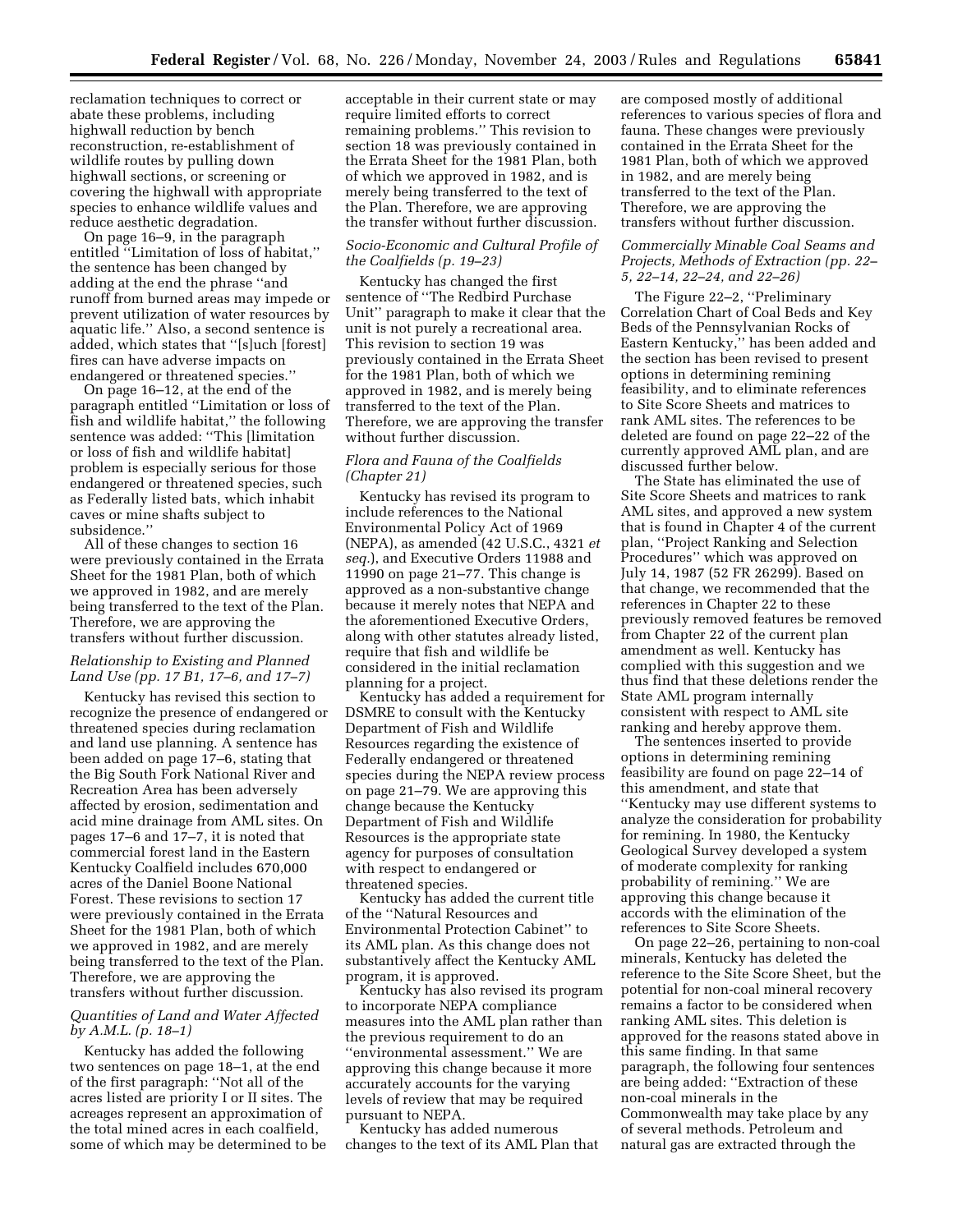reclamation techniques to correct or abate these problems, including highwall reduction by bench reconstruction, re-establishment of wildlife routes by pulling down highwall sections, or screening or covering the highwall with appropriate species to enhance wildlife values and reduce aesthetic degradation.

On page 16–9, in the paragraph entitled ''Limitation of loss of habitat,'' the sentence has been changed by adding at the end the phrase ''and runoff from burned areas may impede or prevent utilization of water resources by aquatic life.'' Also, a second sentence is added, which states that ''[s]uch [forest] fires can have adverse impacts on endangered or threatened species.''

On page 16–12, at the end of the paragraph entitled ''Limitation or loss of fish and wildlife habitat,'' the following sentence was added: ''This [limitation or loss of fish and wildlife habitat] problem is especially serious for those endangered or threatened species, such as Federally listed bats, which inhabit caves or mine shafts subject to subsidence.''

All of these changes to section 16 were previously contained in the Errata Sheet for the 1981 Plan, both of which we approved in 1982, and are merely being transferred to the text of the Plan. Therefore, we are approving the transfers without further discussion.

*Relationship to Existing and Planned Land Use (pp. 17 B1, 17–6, and 17–7)*

Kentucky has revised this section to recognize the presence of endangered or threatened species during reclamation and land use planning. A sentence has been added on page 17–6, stating that the Big South Fork National River and Recreation Area has been adversely affected by erosion, sedimentation and acid mine drainage from AML sites. On pages 17–6 and 17–7, it is noted that commercial forest land in the Eastern Kentucky Coalfield includes 670,000 acres of the Daniel Boone National Forest. These revisions to section 17 were previously contained in the Errata Sheet for the 1981 Plan, both of which we approved in 1982, and are merely being transferred to the text of the Plan. Therefore, we are approving the transfers without further discussion.

*Quantities of Land and Water Affected by A.M.L. (p. 18–1)*

Kentucky has added the following two sentences on page 18–1, at the end of the first paragraph: ''Not all of the acres listed are priority I or II sites. The acreages represent an approximation of the total mined acres in each coalfield, some of which may be determined to be acceptable in their current state or may require limited efforts to correct remaining problems.'' This revision to section 18 was previously contained in the Errata Sheet for the 1981 Plan, both of which we approved in 1982, and is merely being transferred to the text of the Plan. Therefore, we are approving the transfer without further discussion.

*Socio-Economic and Cultural Profile of the Coalfields (p. 19–23)*

Kentucky has changed the first sentence of ''The Redbird Purchase Unit'' paragraph to make it clear that the unit is not purely a recreational area. This revision to section 19 was previously contained in the Errata Sheet for the 1981 Plan, both of which we approved in 1982, and is merely being transferred to the text of the Plan. Therefore, we are approving the transfer without further discussion.

*Flora and Fauna of the Coalfields (Chapter 21)*

Kentucky has revised its program to include references to the National Environmental Policy Act of 1969 (NEPA), as amended (42 U.S.C., 4321 *et seq.*), and Executive Orders 11988 and 11990 on page 21–77. This change is approved as a non-substantive change because it merely notes that NEPA and the aforementioned Executive Orders, along with other statutes already listed, require that fish and wildlife be considered in the initial reclamation planning for a project.

Kentucky has added a requirement for DSMRE to consult with the Kentucky Department of Fish and Wildlife Resources regarding the existence of Federally endangered or threatened species during the NEPA review process on page 21–79. We are approving this change because the Kentucky Department of Fish and Wildlife Resources is the appropriate state agency for purposes of consultation with respect to endangered or threatened species.

Kentucky has added the current title of the ''Natural Resources and Environmental Protection Cabinet'' to its AML plan. As this change does not substantively affect the Kentucky AML program, it is approved.

Kentucky has also revised its program to incorporate NEPA compliance measures into the AML plan rather than the previous requirement to do an ''environmental assessment.'' We are approving this change because it more accurately accounts for the varying levels of review that may be required pursuant to NEPA.

Kentucky has added numerous changes to the text of its AML Plan that are composed mostly of additional references to various species of flora and fauna. These changes were previously contained in the Errata Sheet for the 1981 Plan, both of which we approved in 1982, and are merely being transferred to the text of the Plan. Therefore, we are approving the transfers without further discussion.

*Commercially Minable Coal Seams and Projects, Methods of Extraction (pp. 22–5, 22–14, 22–24, and 22–26)*

The Figure 22–2, ''Preliminary Correlation Chart of Coal Beds and Key Beds of the Pennsylvanian Rocks of Eastern Kentucky,'' has been added and the section has been revised to present options in determining remining feasibility, and to eliminate references to Site Score Sheets and matrices to rank AML sites. The references to be deleted are found on page 22–22 of the currently approved AML plan, and are discussed further below.

The State has eliminated the use of Site Score Sheets and matrices to rank AML sites, and approved a new system that is found in Chapter 4 of the current plan, ''Project Ranking and Selection Procedures'' which was approved on July 14, 1987 (52 FR 26299). Based on that change, we recommended that the references in Chapter 22 to these previously removed features be removed from Chapter 22 of the current plan amendment as well. Kentucky has complied with this suggestion and we thus find that these deletions render the State AML program internally consistent with respect to AML site ranking and hereby approve them.

The sentences inserted to provide options in determining remining feasibility are found on page 22–14 of this amendment, and state that ''Kentucky may use different systems to analyze the consideration for probability for remining. In 1980, the Kentucky Geological Survey developed a system of moderate complexity for ranking probability of remining.'' We are approving this change because it accords with the elimination of the references to Site Score Sheets.

On page 22–26, pertaining to non-coal minerals, Kentucky has deleted the reference to the Site Score Sheet, but the potential for non-coal mineral recovery remains a factor to be considered when ranking AML sites. This deletion is approved for the reasons stated above in this same finding. In that same paragraph, the following four sentences are being added: ''Extraction of these non-coal minerals in the Commonwealth may take place by any of several methods. Petroleum and natural gas are extracted through the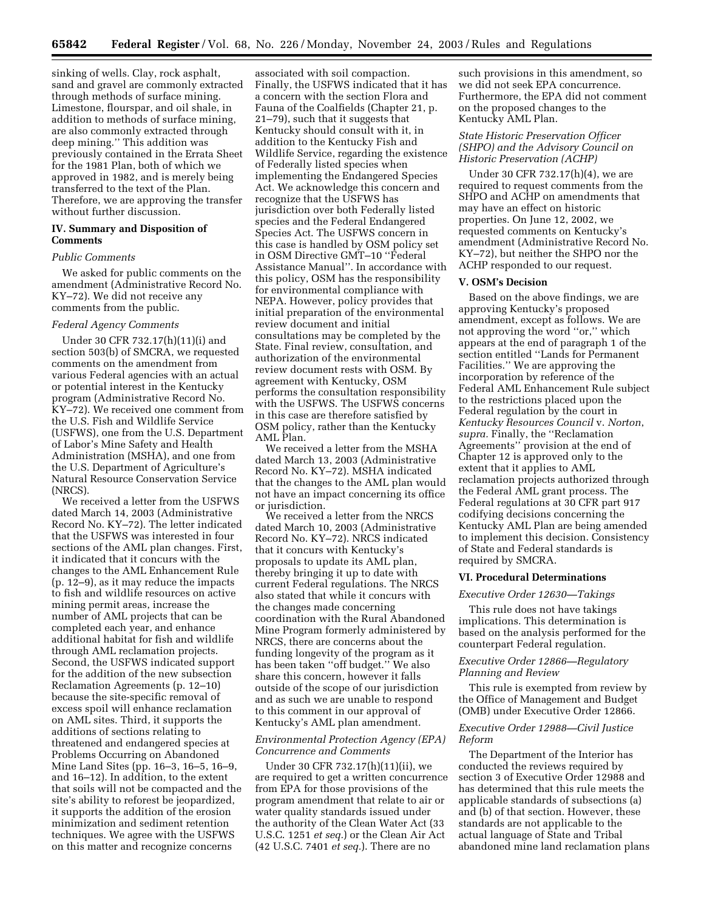sinking of wells. Clay, rock asphalt, sand and gravel are commonly extracted through methods of surface mining. Limestone, flourspar, and oil shale, in addition to methods of surface mining, are also commonly extracted through deep mining.'' This addition was previously contained in the Errata Sheet for the 1981 Plan, both of which we approved in 1982, and is merely being transferred to the text of the Plan. Therefore, we are approving the transfer without further discussion.

## IV. Summary and Disposition of Comments

*Public Comments*

We asked for public comments on the amendment (Administrative Record No. KY–72). We did not receive any comments from the public.

*Federal Agency Comments*

Under 30 CFR 732.17(h)(11)(i) and section 503(b) of SMCRA, we requested comments on the amendment from various Federal agencies with an actual or potential interest in the Kentucky program (Administrative Record No. KY–72). We received one comment from the U.S. Fish and Wildlife Service (USFWS), one from the U.S. Department of Labor's Mine Safety and Health Administration (MSHA), and one from the U.S. Department of Agriculture's Natural Resource Conservation Service (NRCS).

We received a letter from the USFWS dated March 14, 2003 (Administrative Record No. KY–72). The letter indicated that the USFWS was interested in four sections of the AML plan changes. First, it indicated that it concurs with the changes to the AML Enhancement Rule (p. 12–9), as it may reduce the impacts to fish and wildlife resources on active mining permit areas, increase the number of AML projects that can be completed each year, and enhance additional habitat for fish and wildlife through AML reclamation projects. Second, the USFWS indicated support for the addition of the new subsection Reclamation Agreements (p. 12–10) because the site-specific removal of excess spoil will enhance reclamation on AML sites. Third, it supports the additions of sections relating to threatened and endangered species at Problems Occurring on Abandoned Mine Land Sites (pp. 16–3, 16–5, 16–9, and 16–12). In addition, to the extent that soils will not be compacted and the site's ability to reforest be jeopardized, it supports the addition of the erosion minimization and sediment retention techniques. We agree with the USFWS on this matter and recognize concerns associated with soil compaction. Finally, the USFWS indicated that it has a concern with the section Flora and Fauna of the Coalfields (Chapter 21, p. 21–79), such that it suggests that Kentucky should consult with it, in addition to the Kentucky Fish and Wildlife Service, regarding the existence of Federally listed species when implementing the Endangered Species Act. We acknowledge this concern and recognize that the USFWS has jurisdiction over both Federally listed species and the Federal Endangered Species Act. The USFWS concern in this case is handled by OSM policy set in OSM Directive GMT–10 ''Federal Assistance Manual''. In accordance with this policy, OSM has the responsibility for environmental compliance with NEPA. However, policy provides that initial preparation of the environmental review document and initial consultations may be completed by the State. Final review, consultation, and authorization of the environmental review document rests with OSM. By agreement with Kentucky, OSM performs the consultation responsibility with the USFWS. The USFWS concerns in this case are therefore satisfied by OSM policy, rather than the Kentucky AML Plan.

We received a letter from the MSHA dated March 13, 2003 (Administrative Record No. KY–72). MSHA indicated that the changes to the AML plan would not have an impact concerning its office or jurisdiction.

We received a letter from the NRCS dated March 10, 2003 (Administrative Record No. KY–72). NRCS indicated that it concurs with Kentucky's proposals to update its AML plan, thereby bringing it up to date with current Federal regulations. The NRCS also stated that while it concurs with the changes made concerning coordination with the Rural Abandoned Mine Program formerly administered by NRCS, there are concerns about the funding longevity of the program as it has been taken ''off budget.'' We also share this concern, however it falls outside of the scope of our jurisdiction and as such we are unable to respond to this comment in our approval of Kentucky's AML plan amendment.

*Environmental Protection Agency (EPA) Concurrence and Comments*

Under 30 CFR 732.17(h)(11)(ii), we are required to get a written concurrence from EPA for those provisions of the program amendment that relate to air or water quality standards issued under the authority of the Clean Water Act (33 U.S.C. 1251 *et seq.*) or the Clean Air Act (42 U.S.C. 7401 *et seq.*). There are no such provisions in this amendment, so we did not seek EPA concurrence. Furthermore, the EPA did not comment on the proposed changes to the Kentucky AML Plan.

*State Historic Preservation Officer (SHPO) and the Advisory Council on Historic Preservation (ACHP)*

Under 30 CFR 732.17(h)(4), we are required to request comments from the SHPO and ACHP on amendments that may have an effect on historic properties. On June 12, 2002, we requested comments on Kentucky's amendment (Administrative Record No. KY–72), but neither the SHPO nor the ACHP responded to our request.

## V. OSM's Decision

Based on the above findings, we are approving Kentucky's proposed amendment, except as follows. We are not approving the word ''or,'' which appears at the end of paragraph 1 of the section entitled ''Lands for Permanent Facilities.'' We are approving the incorporation by reference of the Federal AML Enhancement Rule subject to the restrictions placed upon the Federal regulation by the court in *Kentucky Resources Council* v. *Norton*, *supra.* Finally, the ''Reclamation Agreements'' provision at the end of Chapter 12 is approved only to the extent that it applies to AML reclamation projects authorized through the Federal AML grant process. The Federal regulations at 30 CFR part 917 codifying decisions concerning the Kentucky AML Plan are being amended to implement this decision. Consistency of State and Federal standards is required by SMCRA.

## VI. Procedural Determinations

*Executive Order 12630—Takings*

This rule does not have takings implications. This determination is based on the analysis performed for the counterpart Federal regulation.

*Executive Order 12866—Regulatory Planning and Review*

This rule is exempted from review by the Office of Management and Budget (OMB) under Executive Order 12866.

*Executive Order 12988—Civil Justice Reform*

The Department of the Interior has conducted the reviews required by section 3 of Executive Order 12988 and has determined that this rule meets the applicable standards of subsections (a) and (b) of that section. However, these standards are not applicable to the actual language of State and Tribal abandoned mine land reclamation plans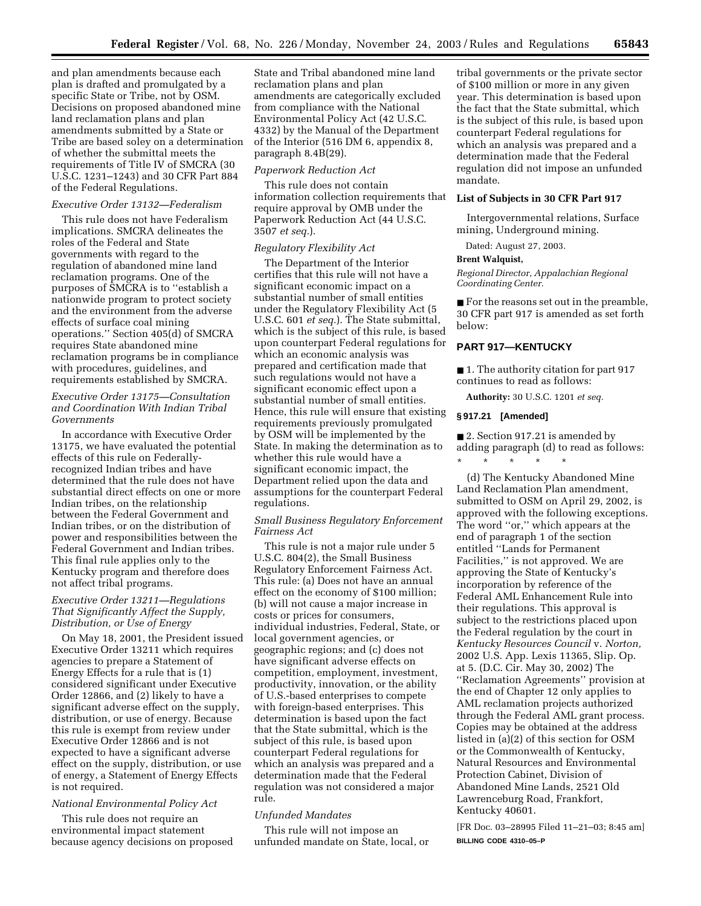and plan amendments because each plan is drafted and promulgated by a specific State or Tribe, not by OSM. Decisions on proposed abandoned mine land reclamation plans and plan amendments submitted by a State or Tribe are based soley on a determination of whether the submittal meets the requirements of Title IV of SMCRA (30 U.S.C. 1231–1243) and 30 CFR Part 884 of the Federal Regulations.

*Executive Order 13132—Federalism*

This rule does not have Federalism implications. SMCRA delineates the roles of the Federal and State governments with regard to the regulation of abandoned mine land reclamation programs. One of the purposes of SMCRA is to ''establish a nationwide program to protect society and the environment from the adverse effects of surface coal mining operations.'' Section 405(d) of SMCRA requires State abandoned mine reclamation programs be in compliance with procedures, guidelines, and requirements established by SMCRA.

*Executive Order 13175—Consultation and Coordination With Indian Tribal Governments*

In accordance with Executive Order 13175, we have evaluated the potential effects of this rule on Federally-recognized Indian tribes and have determined that the rule does not have substantial direct effects on one or more Indian tribes, on the relationship between the Federal Government and Indian tribes, or on the distribution of power and responsibilities between the Federal Government and Indian tribes. This final rule applies only to the Kentucky program and therefore does not affect tribal programs.

*Executive Order 13211—Regulations That Significantly Affect the Supply, Distribution, or Use of Energy*

On May 18, 2001, the President issued Executive Order 13211 which requires agencies to prepare a Statement of Energy Effects for a rule that is (1) considered significant under Executive Order 12866, and (2) likely to have a significant adverse effect on the supply, distribution, or use of energy. Because this rule is exempt from review under Executive Order 12866 and is not expected to have a significant adverse effect on the supply, distribution, or use of energy, a Statement of Energy Effects is not required.

*National Environmental Policy Act*

This rule does not require an environmental impact statement because agency decisions on proposed State and Tribal abandoned mine land reclamation plans and plan amendments are categorically excluded from compliance with the National Environmental Policy Act (42 U.S.C. 4332) by the Manual of the Department of the Interior (516 DM 6, appendix 8, paragraph 8.4B(29).

*Paperwork Reduction Act*

This rule does not contain information collection requirements that require approval by OMB under the Paperwork Reduction Act (44 U.S.C. 3507 *et seq.*).

*Regulatory Flexibility Act*

The Department of the Interior certifies that this rule will not have a significant economic impact on a substantial number of small entities under the Regulatory Flexibility Act (5 U.S.C. 601 *et seq.*). The State submittal, which is the subject of this rule, is based upon counterpart Federal regulations for which an economic analysis was prepared and certification made that such regulations would not have a significant economic effect upon a substantial number of small entities. Hence, this rule will ensure that existing requirements previously promulgated by OSM will be implemented by the State. In making the determination as to whether this rule would have a significant economic impact, the Department relied upon the data and assumptions for the counterpart Federal regulations.

*Small Business Regulatory Enforcement Fairness Act*

This rule is not a major rule under 5 U.S.C. 804(2), the Small Business Regulatory Enforcement Fairness Act. This rule: (a) Does not have an annual effect on the economy of $100 million; (b) will not cause a major increase in costs or prices for consumers, individual industries, Federal, State, or local government agencies, or geographic regions; and (c) does not have significant adverse effects on competition, employment, investment, productivity, innovation, or the ability of U.S.-based enterprises to compete with foreign-based enterprises. This determination is based upon the fact that the State submittal, which is the subject of this rule, is based upon counterpart Federal regulations for which an analysis was prepared and a determination made that the Federal regulation was not considered a major rule.

*Unfunded Mandates*

This rule will not impose an unfunded mandate on State, local, or tribal governments or the private sector of $100 million or more in any given year. This determination is based upon the fact that the State submittal, which is the subject of this rule, is based upon counterpart Federal regulations for which an analysis was prepared and a determination made that the Federal regulation did not impose an unfunded mandate.

**List of Subjects in 30 CFR Part 917**

Intergovernmental relations, Surface mining, Underground mining.

Dated: August 27, 2003.

**Brent Walquist,**

*Regional Director, Appalachian Regional Coordinating Center.*

■ For the reasons set out in the preamble, 30 CFR part 917 is amended as set forth below:

## PART 917—KENTUCKY

■ 1. The authority citation for part 917 continues to read as follows:

**Authority:** 30 U.S.C. 1201 *et seq.*

**§ 917.21 [Amended]**

■ 2. Section 917.21 is amended by adding paragraph (d) to read as follows:

\* \* \* \* \*

(d) The Kentucky Abandoned Mine Land Reclamation Plan amendment, submitted to OSM on April 29, 2002, is approved with the following exceptions. The word ''or,'' which appears at the end of paragraph 1 of the section entitled ''Lands for Permanent Facilities,'' is not approved. We are approving the State of Kentucky's incorporation by reference of the Federal AML Enhancement Rule into their regulations. This approval is subject to the restrictions placed upon the Federal regulation by the court in *Kentucky Resources Council* v. *Norton,* 2002 U.S. App. Lexis 11365, Slip. Op. at 5. (D.C. Cir. May 30, 2002) The ''Reclamation Agreements'' provision at the end of Chapter 12 only applies to AML reclamation projects authorized through the Federal AML grant process. Copies may be obtained at the address listed in (a)(2) of this section for OSM or the Commonwealth of Kentucky, Natural Resources and Environmental Protection Cabinet, Division of Abandoned Mine Lands, 2521 Old Lawrenceburg Road, Frankfort, Kentucky 40601.

[FR Doc. 03–28995 Filed 11–21–03; 8:45 am]

**BILLING CODE 4310–05–P**